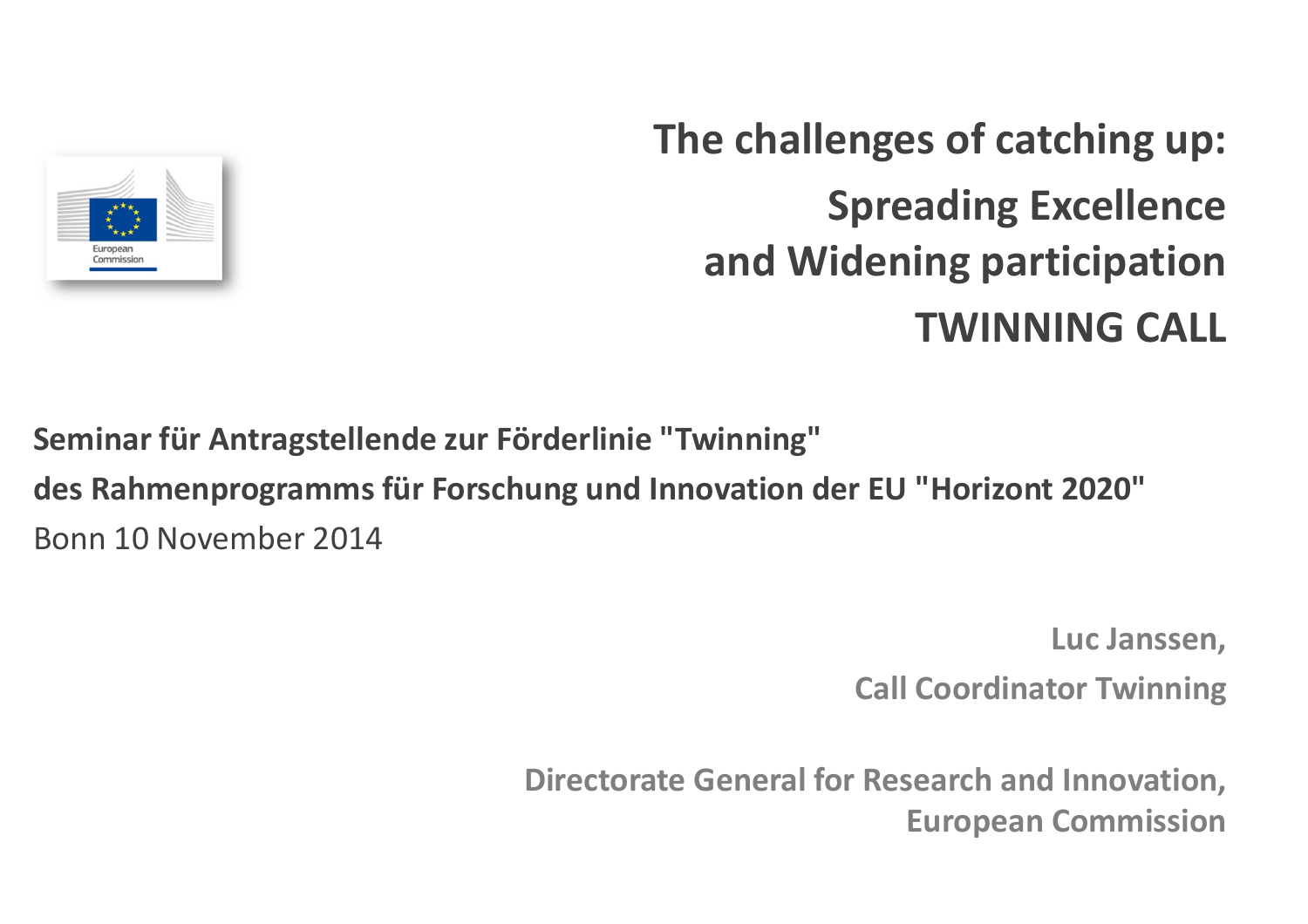# The challenges of catching up:

## Spreading Excellence and Widening participation

## TWINNING CALL

**Seminar für Antragstellende zur Förderlinie "Twinning"**
**des Rahmenprogramms für Forschung und Innovation der EU "Horizont 2020"**
Bonn 10 November 2014

**Luc Janssen,**
**Call Coordinator Twinning**

**Directorate General for Research and Innovation,**
**European Commission**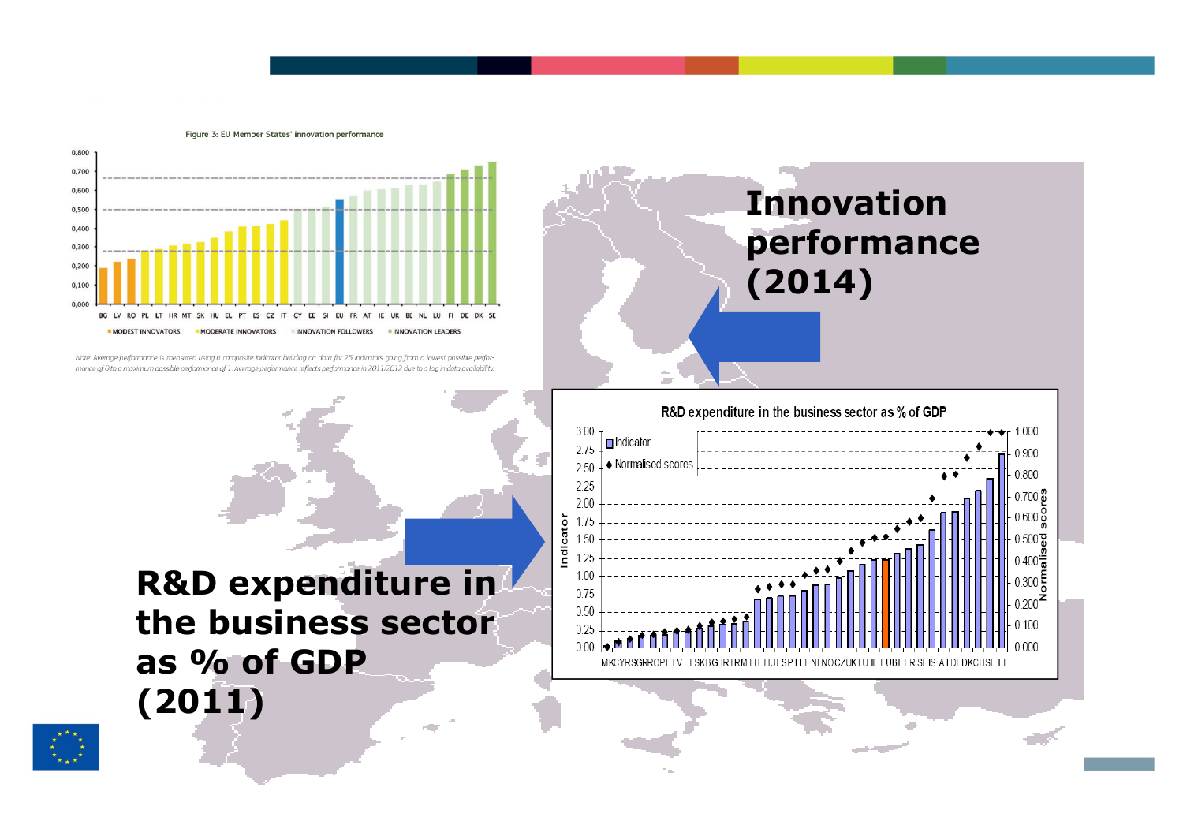**Innovation performance (2014)**

Figure 3: EU Member States' innovation performance

*Note: Average performance is measured using a composite indicator building on data for 25 indicators going from a lowest possible performance of 0 to a maximum possible performance of 1. Average performance reflects performance in 2011/2012 due to a lag in data availability.*

**R&D expenditure in the business sector as % of GDP (2011)**

R&D expenditure in the business sector as % of GDP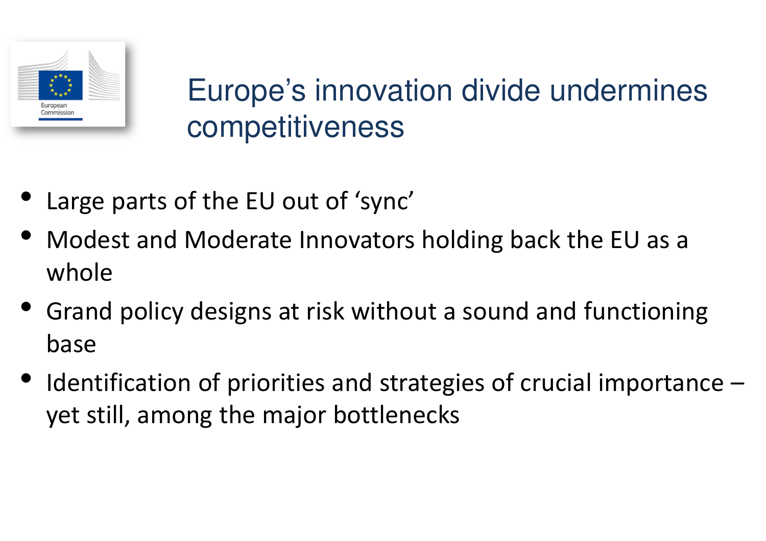# Europe's innovation divide undermines competitiveness

- Large parts of the EU out of 'sync'
- Modest and Moderate Innovators holding back the EU as a whole
- Grand policy designs at risk without a sound and functioning base
- Identification of priorities and strategies of crucial importance – yet still, among the major bottlenecks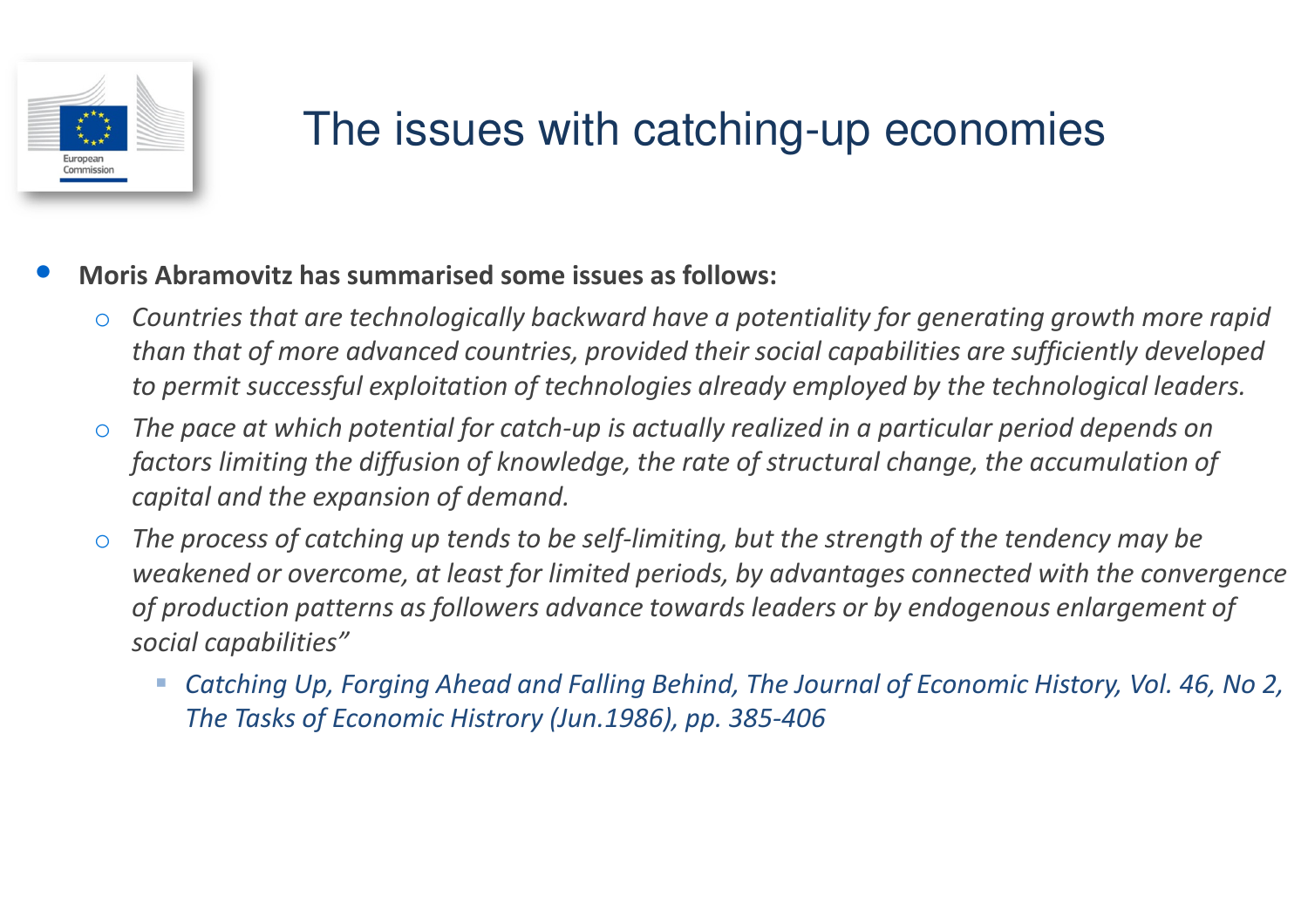# The issues with catching-up economies

- **Moris Abramovitz has summarised some issues as follows:**
  - *Countries that are technologically backward have a potentiality for generating growth more rapid than that of more advanced countries, provided their social capabilities are sufficiently developed to permit successful exploitation of technologies already employed by the technological leaders.*
  - *The pace at which potential for catch-up is actually realized in a particular period depends on factors limiting the diffusion of knowledge, the rate of structural change, the accumulation of capital and the expansion of demand.*
  - *The process of catching up tends to be self-limiting, but the strength of the tendency may be weakened or overcome, at least for limited periods, by advantages connected with the convergence of production patterns as followers advance towards leaders or by endogenous enlargement of social capabilities"*
    - *Catching Up, Forging Ahead and Falling Behind, The Journal of Economic History, Vol. 46, No 2, The Tasks of Economic Histrory (Jun.1986), pp. 385-406*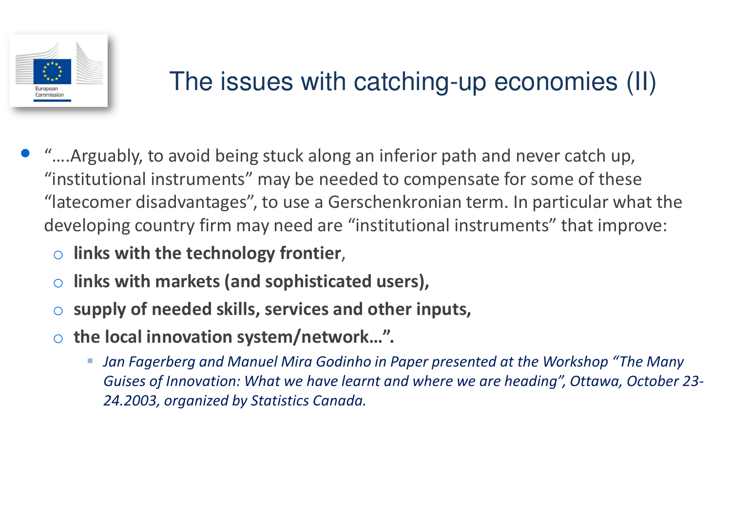# The issues with catching-up economies (II)

- "….Arguably, to avoid being stuck along an inferior path and never catch up, "institutional instruments" may be needed to compensate for some of these "latecomer disadvantages", to use a Gerschenkronian term. In particular what the developing country firm may need are "institutional instruments" that improve:
  - **links with the technology frontier**,
  - **links with markets (and sophisticated users),**
  - **supply of needed skills, services and other inputs,**
  - **the local innovation system/network…".**
    - *Jan Fagerberg and Manuel Mira Godinho in Paper presented at the Workshop "The Many Guises of Innovation: What we have learnt and where we are heading", Ottawa, October 23-24.2003, organized by Statistics Canada.*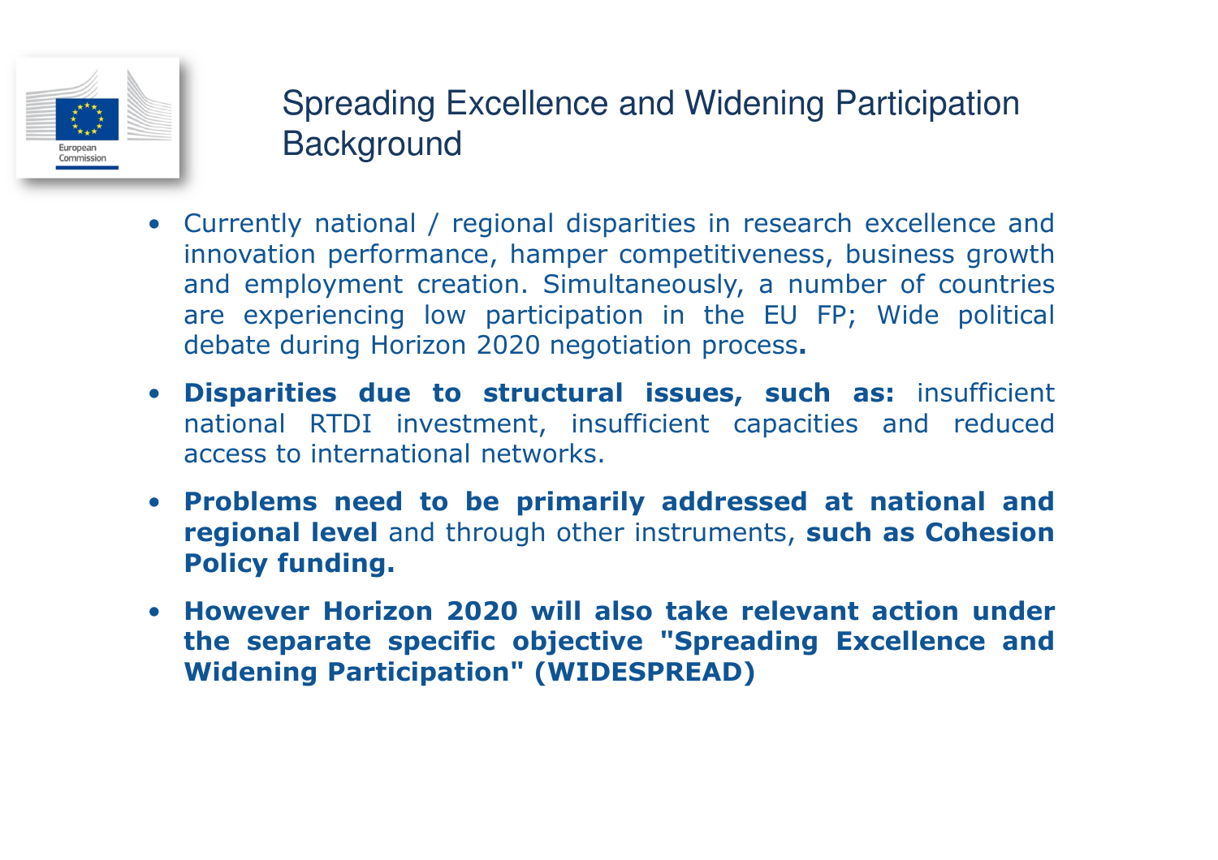# Spreading Excellence and Widening Participation Background

- Currently national / regional disparities in research excellence and innovation performance, hamper competitiveness, business growth and employment creation. Simultaneously, a number of countries are experiencing low participation in the EU FP; Wide political debate during Horizon 2020 negotiation process**.**
- **Disparities due to structural issues, such as:** insufficient national RTDI investment, insufficient capacities and reduced access to international networks.
- **Problems need to be primarily addressed at national and regional level** and through other instruments, **such as Cohesion Policy funding.**
- **However Horizon 2020 will also take relevant action under the separate specific objective "Spreading Excellence and Widening Participation" (WIDESPREAD)**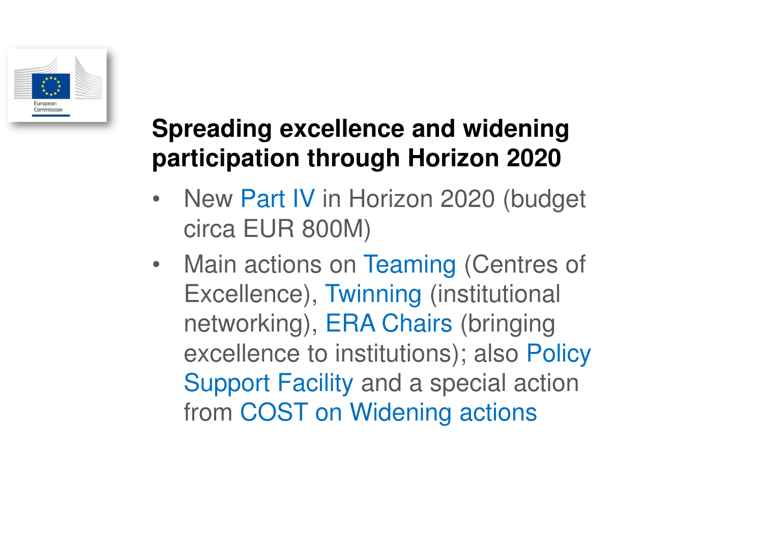## Spreading excellence and widening participation through Horizon 2020

- New Part IV in Horizon 2020 (budget circa EUR 800M)
- Main actions on Teaming (Centres of Excellence), Twinning (institutional networking), ERA Chairs (bringing excellence to institutions); also Policy Support Facility and a special action from COST on Widening actions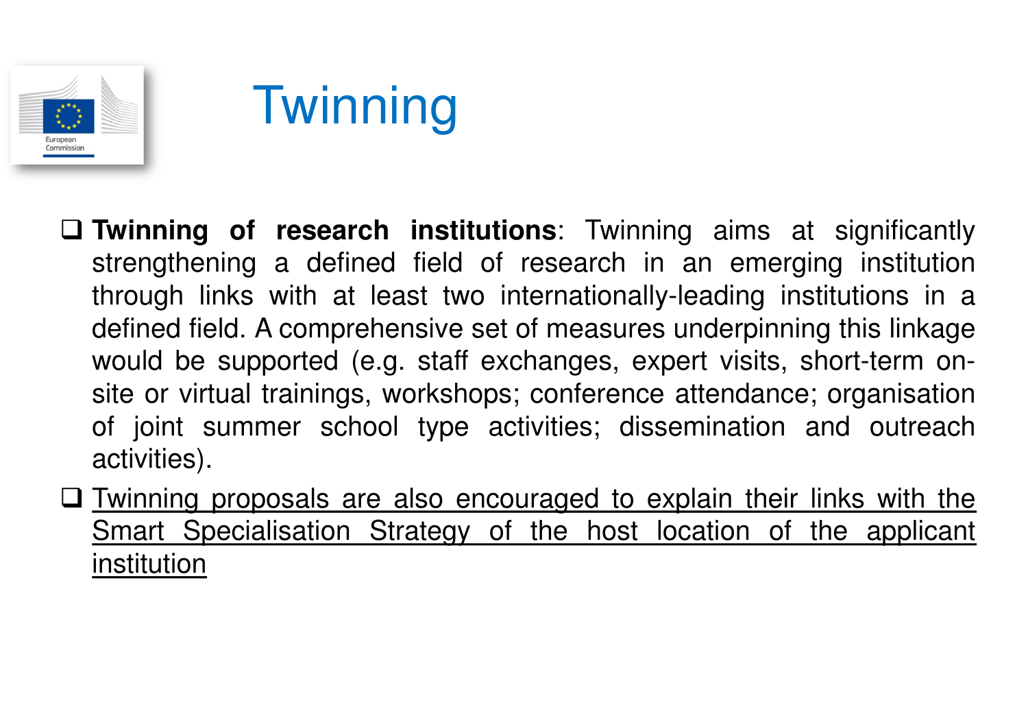# Twinning

- **Twinning of research institutions**: Twinning aims at significantly strengthening a defined field of research in an emerging institution through links with at least two internationally-leading institutions in a defined field. A comprehensive set of measures underpinning this linkage would be supported (e.g. staff exchanges, expert visits, short-term on-site or virtual trainings, workshops; conference attendance; organisation of joint summer school type activities; dissemination and outreach activities).
- <u>Twinning proposals are also encouraged to explain their links with the Smart Specialisation Strategy of the host location of the applicant institution</u>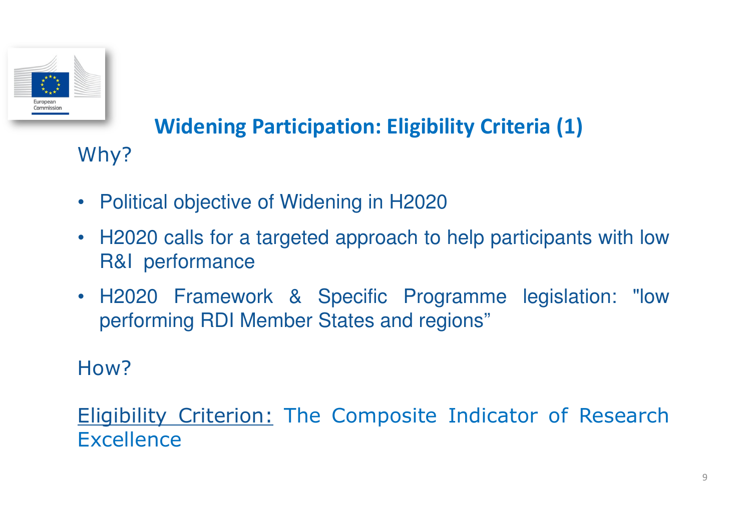# Widening Participation: Eligibility Criteria (1)

Why?

- Political objective of Widening in H2020
- H2020 calls for a targeted approach to help participants with low R&I performance
- H2020 Framework & Specific Programme legislation: "low performing RDI Member States and regions”

How?

Eligibility Criterion: The Composite Indicator of Research Excellence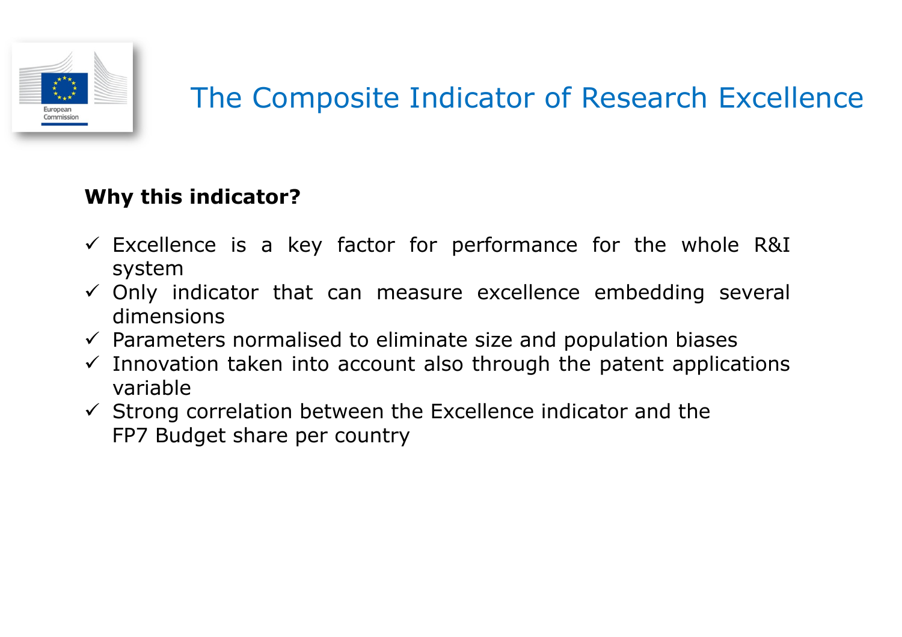# The Composite Indicator of Research Excellence

**Why this indicator?**

- ✓ Excellence is a key factor for performance for the whole R&I system
- ✓ Only indicator that can measure excellence embedding several dimensions
- ✓ Parameters normalised to eliminate size and population biases
- ✓ Innovation taken into account also through the patent applications variable
- ✓ Strong correlation between the Excellence indicator and the FP7 Budget share per country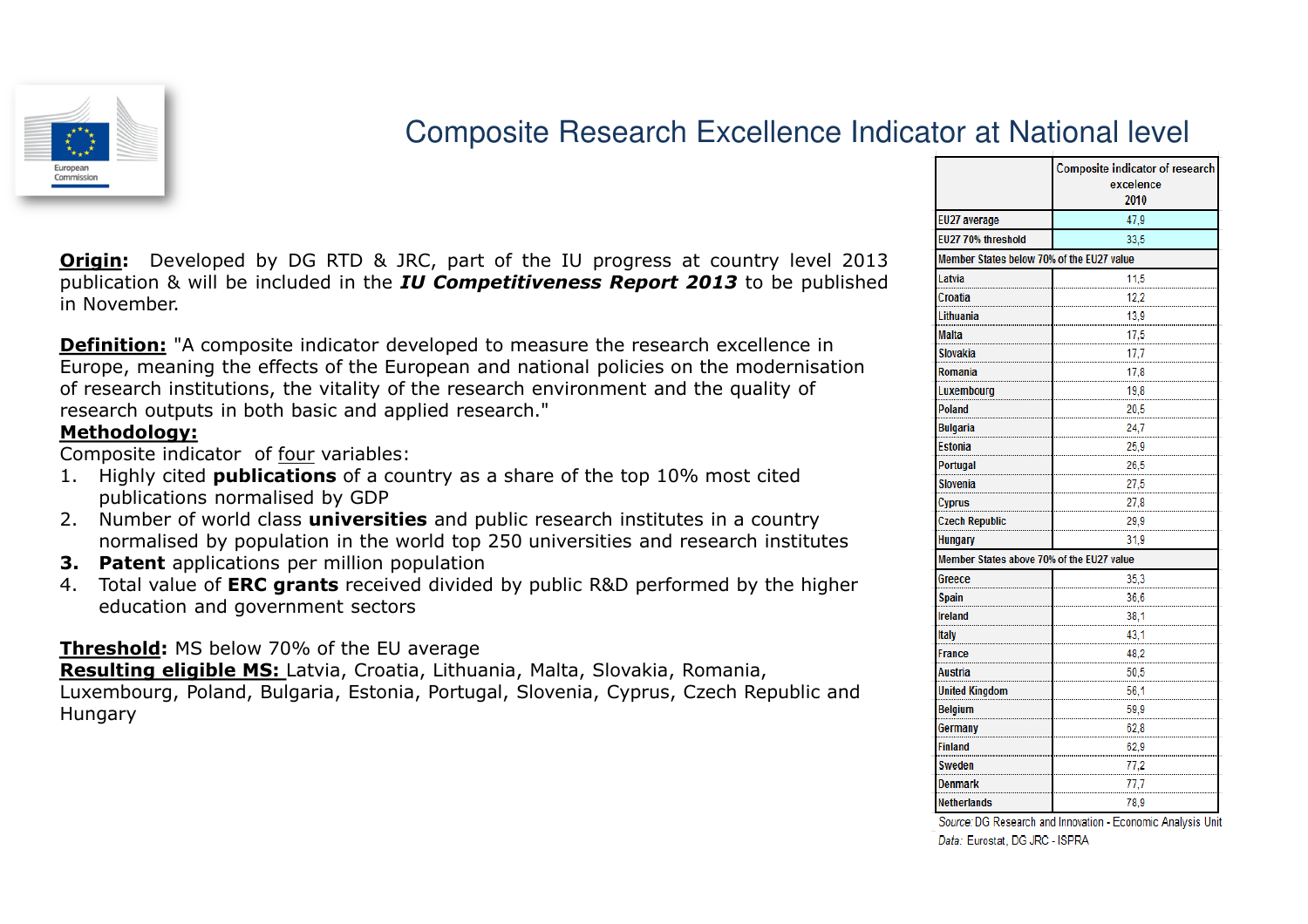# Composite Research Excellence Indicator at National level

**Origin:** Developed by DG RTD & JRC, part of the IU progress at country level 2013 publication & will be included in the ***IU Competitiveness Report 2013*** to be published in November.

**Definition:** "A composite indicator developed to measure the research excellence in Europe, meaning the effects of the European and national policies on the modernisation of research institutions, the vitality of the research environment and the quality of research outputs in both basic and applied research."

**Methodology:**

Composite indicator of four variables:

1. Highly cited **publications** of a country as a share of the top 10% most cited publications normalised by GDP
2. Number of world class **universities** and public research institutes in a country normalised by population in the world top 250 universities and research institutes
3. **Patent** applications per million population
4. Total value of **ERC grants** received divided by public R&D performed by the higher education and government sectors

**Threshold:** MS below 70% of the EU average

**Resulting eligible MS:** Latvia, Croatia, Lithuania, Malta, Slovakia, Romania, Luxembourg, Poland, Bulgaria, Estonia, Portugal, Slovenia, Cyprus, Czech Republic and Hungary

| | Composite indicator of research excellence 2010 |
|---|---|
| EU27 average | 47,9 |
| EU27 70% threshold | 33,5 |
| **Member States below 70% of the EU27 value** | |
| Latvia | 11,5 |
| Croatia | 12,2 |
| Lithuania | 13,9 |
| Malta | 17,5 |
| Slovakia | 17,7 |
| Romania | 17,8 |
| Luxembourg | 19,8 |
| Poland | 20,5 |
| Bulgaria | 24,7 |
| Estonia | 25,9 |
| Portugal | 26,5 |
| Slovenia | 27,5 |
| Cyprus | 27,8 |
| Czech Republic | 29,9 |
| Hungary | 31,9 |
| **Member States above 70% of the EU27 value** | |
| Greece | 35,3 |
| Spain | 36,6 |
| Ireland | 38,1 |
| Italy | 43,1 |
| France | 48,2 |
| Austria | 50,5 |
| United Kingdom | 56,1 |
| Belgium | 59,9 |
| Germany | 62,8 |
| Finland | 62,9 |
| Sweden | 77,2 |
| Denmark | 77,7 |
| Netherlands | 78,9 |

*Source:* DG Research and Innovation - Economic Analysis Unit

*Data:* Eurostat, DG JRC - ISPRA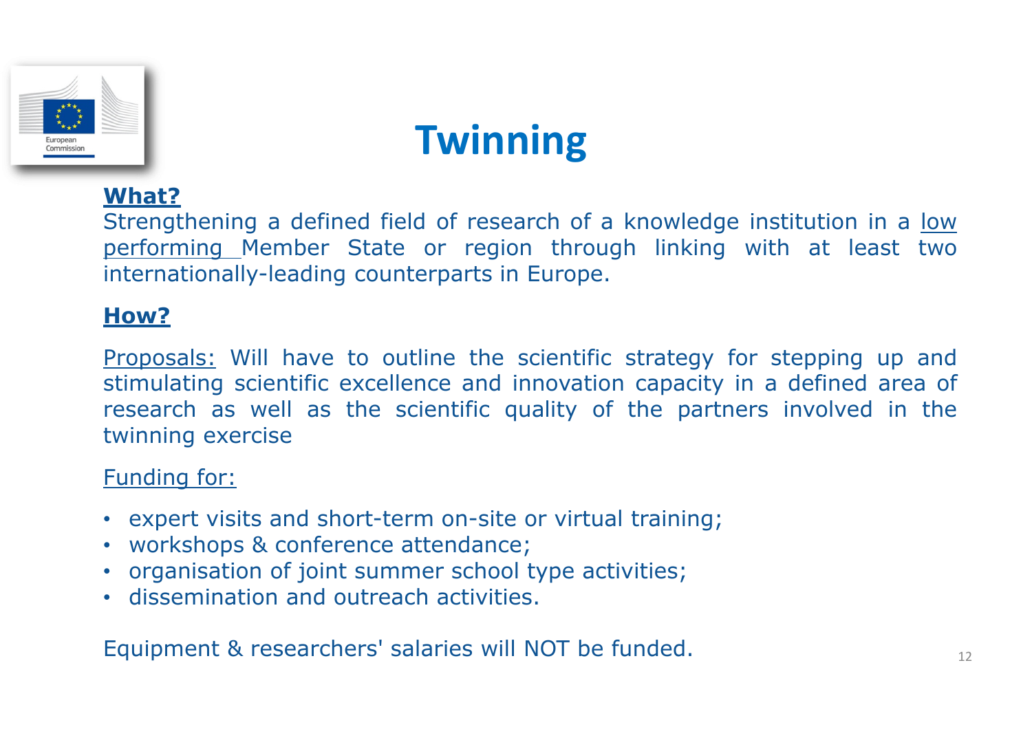# Twinning

**What?**

Strengthening a defined field of research of a knowledge institution in a low performing Member State or region through linking with at least two internationally-leading counterparts in Europe.

**How?**

Proposals: Will have to outline the scientific strategy for stepping up and stimulating scientific excellence and innovation capacity in a defined area of research as well as the scientific quality of the partners involved in the twinning exercise

Funding for:

- expert visits and short-term on-site or virtual training;
- workshops & conference attendance;
- organisation of joint summer school type activities;
- dissemination and outreach activities.

Equipment & researchers' salaries will NOT be funded.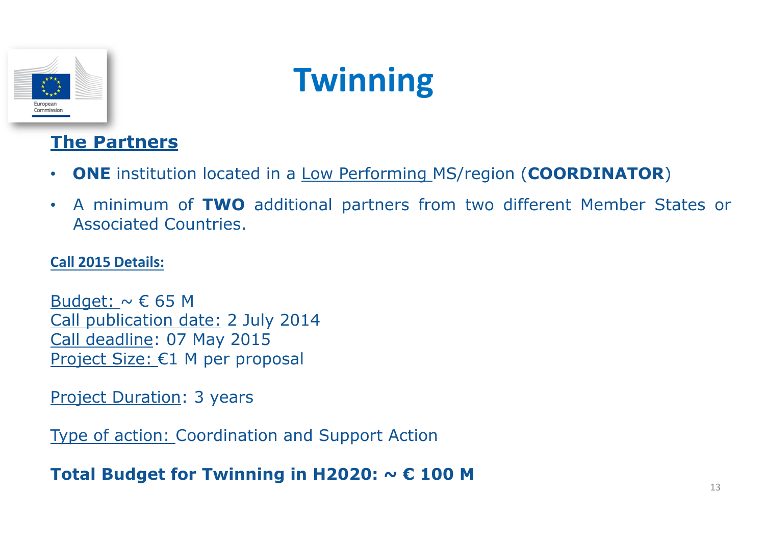# Twinning

## The Partners

- **ONE** institution located in a Low Performing MS/region (**COORDINATOR**)
- A minimum of **TWO** additional partners from two different Member States or Associated Countries.

**Call 2015 Details:**

Budget: ~ € 65 M
Call publication date: 2 July 2014
Call deadline: 07 May 2015
Project Size: €1 M per proposal

Project Duration: 3 years

Type of action: Coordination and Support Action

**Total Budget for Twinning in H2020: ~ € 100 M**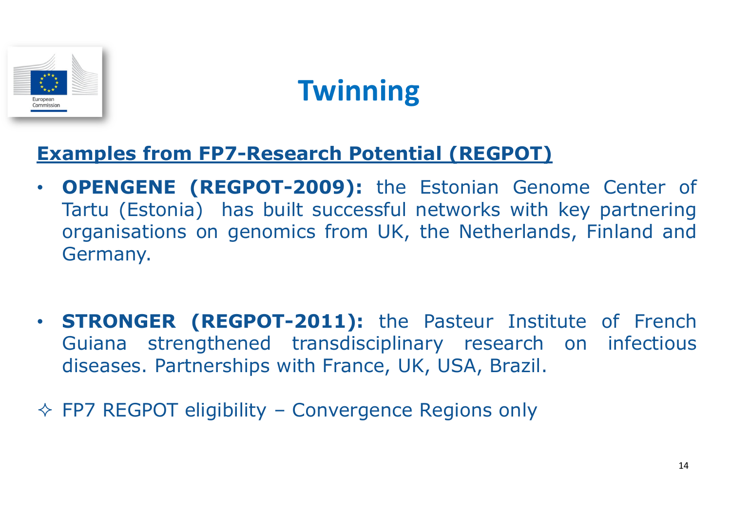# Twinning

**Examples from FP7-Research Potential (REGPOT)**

- **OPENGENE (REGPOT-2009):** the Estonian Genome Center of Tartu (Estonia) has built successful networks with key partnering organisations on genomics from UK, the Netherlands, Finland and Germany.

- **STRONGER (REGPOT-2011):** the Pasteur Institute of French Guiana strengthened transdisciplinary research on infectious diseases. Partnerships with France, UK, USA, Brazil.

✧ FP7 REGPOT eligibility – Convergence Regions only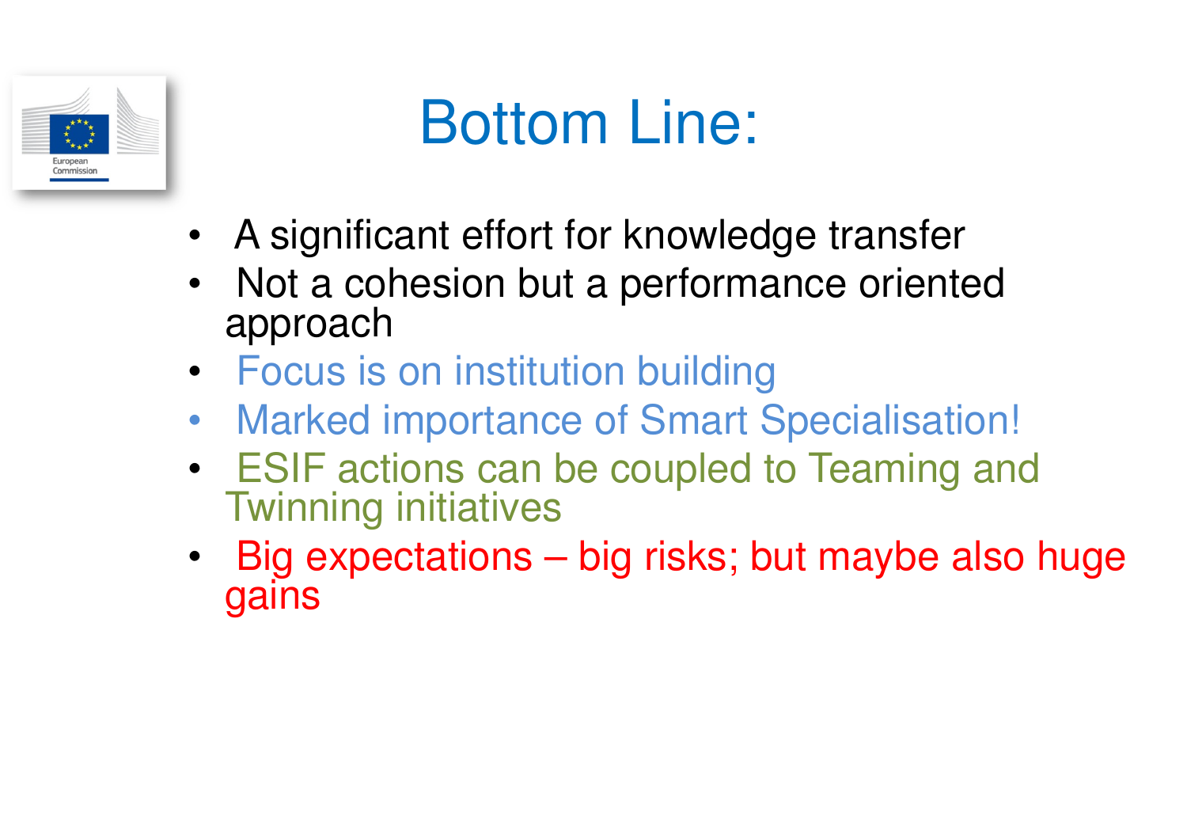# Bottom Line:

- A significant effort for knowledge transfer
- Not a cohesion but a performance oriented approach
- Focus is on institution building
- Marked importance of Smart Specialisation!
- ESIF actions can be coupled to Teaming and Twinning initiatives
- Big expectations – big risks; but maybe also huge gains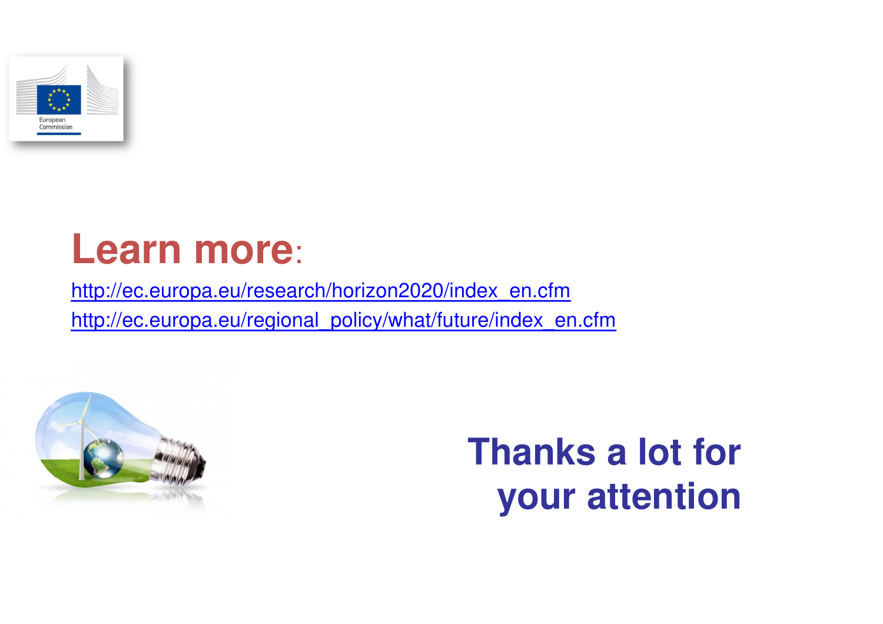## Learn more:

http://ec.europa.eu/research/horizon2020/index_en.cfm

http://ec.europa.eu/regional_policy/what/future/index_en.cfm

**Thanks a lot for your attention**